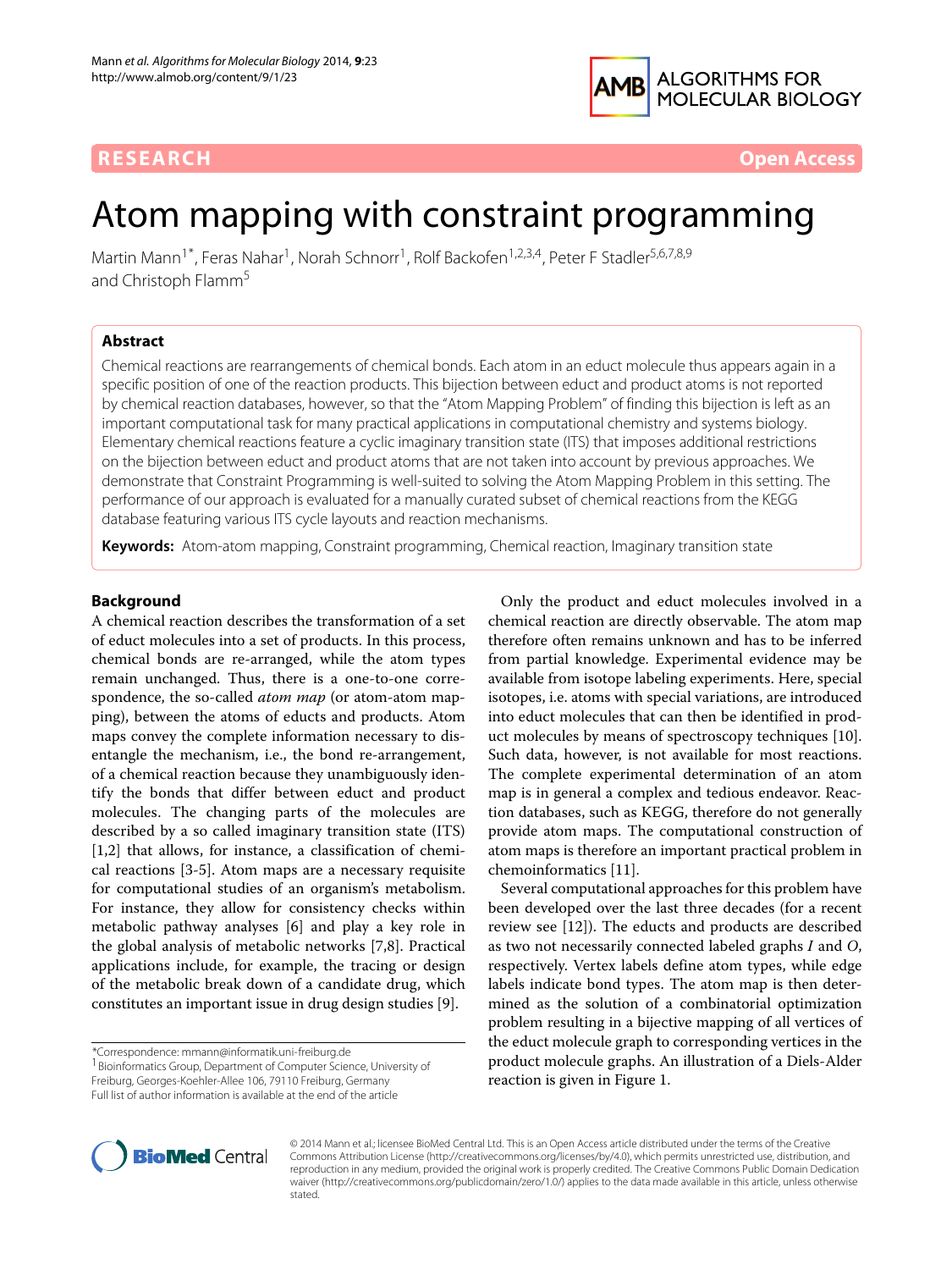RESEARCH Open Access

# Atom mapping with constraint programming

Martin Mann[1*], Feras Nahar[1], Norah Schnorr[1], Rolf Backofen[1,2,3,4], Peter F Stadler[5,6,7,8,9] and Christoph Flamm[5]

## Abstract

Chemical reactions are rearrangements of chemical bonds. Each atom in an educt molecule thus appears again in a specific position of one of the reaction products. This bijection between educt and product atoms is not reported by chemical reaction databases, however, so that the "Atom Mapping Problem" of finding this bijection is left as an important computational task for many practical applications in computational chemistry and systems biology. Elementary chemical reactions feature a cyclic imaginary transition state (ITS) that imposes additional restrictions on the bijection between educt and product atoms that are not taken into account by previous approaches. We demonstrate that Constraint Programming is well-suited to solving the Atom Mapping Problem in this setting. The performance of our approach is evaluated for a manually curated subset of chemical reactions from the KEGG database featuring various ITS cycle layouts and reaction mechanisms.

**Keywords:** Atom-atom mapping, Constraint programming, Chemical reaction, Imaginary transition state

## Background

A chemical reaction describes the transformation of a set of educt molecules into a set of products. In this process, chemical bonds are re-arranged, while the atom types remain unchanged. Thus, there is a one-to-one correspondence, the so-called *atom map* (or atom-atom mapping), between the atoms of educts and products. Atom maps convey the complete information necessary to disentangle the mechanism, i.e., the bond re-arrangement, of a chemical reaction because they unambiguously identify the bonds that differ between educt and product molecules. The changing parts of the molecules are described by a so called imaginary transition state (ITS) [1,2] that allows, for instance, a classification of chemical reactions [3-5]. Atom maps are a necessary requisite for computational studies of an organism's metabolism. For instance, they allow for consistency checks within metabolic pathway analyses [6] and play a key role in the global analysis of metabolic networks [7,8]. Practical applications include, for example, the tracing or design of the metabolic break down of a candidate drug, which constitutes an important issue in drug design studies [9].

Only the product and educt molecules involved in a chemical reaction are directly observable. The atom map therefore often remains unknown and has to be inferred from partial knowledge. Experimental evidence may be available from isotope labeling experiments. Here, special isotopes, i.e. atoms with special variations, are introduced into educt molecules that can then be identified in product molecules by means of spectroscopy techniques [10]. Such data, however, is not available for most reactions. The complete experimental determination of an atom map is in general a complex and tedious endeavor. Reaction databases, such as KEGG, therefore do not generally provide atom maps. The computational construction of atom maps is therefore an important practical problem in chemoinformatics [11].

Several computational approaches for this problem have been developed over the last three decades (for a recent review see [12]). The educts and products are described as two not necessarily connected labeled graphs $I$ and $O$, respectively. Vertex labels define atom types, while edge labels indicate bond types. The atom map is then determined as the solution of a combinatorial optimization problem resulting in a bijective mapping of all vertices of the educt molecule graph to corresponding vertices in the product molecule graphs. An illustration of a Diels-Alder reaction is given in Figure 1.

*Correspondence: mmann@informatik.uni-freiburg.de
[1] Bioinformatics Group, Department of Computer Science, University of Freiburg, Georges-Koehler-Allee 106, 79110 Freiburg, Germany
Full list of author information is available at the end of the article

© 2014 Mann et al.; licensee BioMed Central Ltd. This is an Open Access article distributed under the terms of the Creative Commons Attribution License (http://creativecommons.org/licenses/by/4.0), which permits unrestricted use, distribution, and reproduction in any medium, provided the original work is properly credited. The Creative Commons Public Domain Dedication waiver (http://creativecommons.org/publicdomain/zero/1.0/) applies to the data made available in this article, unless otherwise stated.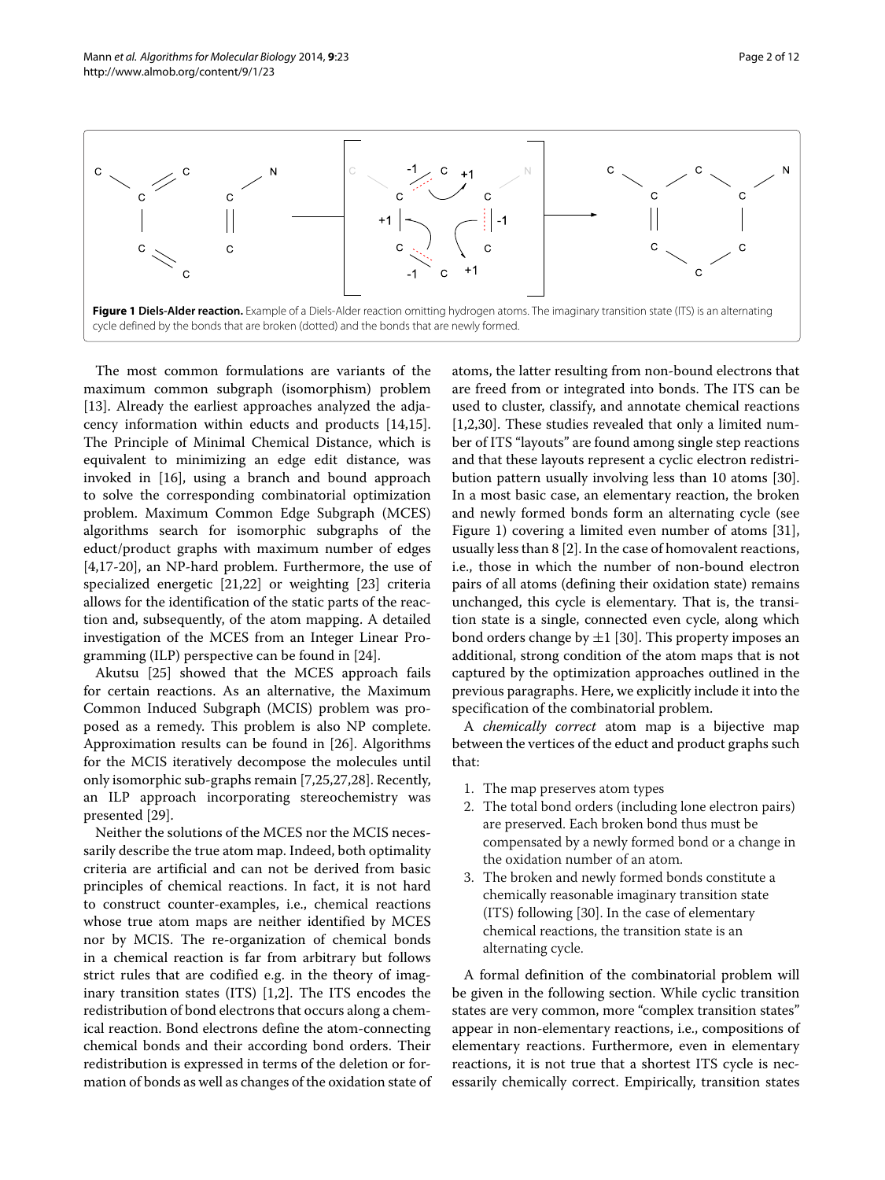**Figure 1 Diels-Alder reaction.** Example of a Diels-Alder reaction omitting hydrogen atoms. The imaginary transition state (ITS) is an alternating cycle defined by the bonds that are broken (dotted) and the bonds that are newly formed.

The most common formulations are variants of the maximum common subgraph (isomorphism) problem [13]. Already the earliest approaches analyzed the adjacency information within educts and products [14,15]. The Principle of Minimal Chemical Distance, which is equivalent to minimizing an edge edit distance, was invoked in [16], using a branch and bound approach to solve the corresponding combinatorial optimization problem. Maximum Common Edge Subgraph (MCES) algorithms search for isomorphic subgraphs of the educt/product graphs with maximum number of edges [4,17-20], an NP-hard problem. Furthermore, the use of specialized energetic [21,22] or weighting [23] criteria allows for the identification of the static parts of the reaction and, subsequently, of the atom mapping. A detailed investigation of the MCES from an Integer Linear Programming (ILP) perspective can be found in [24].

Akutsu [25] showed that the MCES approach fails for certain reactions. As an alternative, the Maximum Common Induced Subgraph (MCIS) problem was proposed as a remedy. This problem is also NP complete. Approximation results can be found in [26]. Algorithms for the MCIS iteratively decompose the molecules until only isomorphic sub-graphs remain [7,25,27,28]. Recently, an ILP approach incorporating stereochemistry was presented [29].

Neither the solutions of the MCES nor the MCIS necessarily describe the true atom map. Indeed, both optimality criteria are artificial and can not be derived from basic principles of chemical reactions. In fact, it is not hard to construct counter-examples, i.e., chemical reactions whose true atom maps are neither identified by MCES nor by MCIS. The re-organization of chemical bonds in a chemical reaction is far from arbitrary but follows strict rules that are codified e.g. in the theory of imaginary transition states (ITS) [1,2]. The ITS encodes the redistribution of bond electrons that occurs along a chemical reaction. Bond electrons define the atom-connecting chemical bonds and their according bond orders. Their redistribution is expressed in terms of the deletion or formation of bonds as well as changes of the oxidation state of atoms, the latter resulting from non-bound electrons that are freed from or integrated into bonds. The ITS can be used to cluster, classify, and annotate chemical reactions [1,2,30]. These studies revealed that only a limited number of ITS "layouts" are found among single step reactions and that these layouts represent a cyclic electron redistribution pattern usually involving less than 10 atoms [30]. In a most basic case, an elementary reaction, the broken and newly formed bonds form an alternating cycle (see Figure 1) covering a limited even number of atoms [31], usually less than 8 [2]. In the case of homovalent reactions, i.e., those in which the number of non-bound electron pairs of all atoms (defining their oxidation state) remains unchanged, this cycle is elementary. That is, the transition state is a single, connected even cycle, along which bond orders change by $\pm 1$ [30]. This property imposes an additional, strong condition of the atom maps that is not captured by the optimization approaches outlined in the previous paragraphs. Here, we explicitly include it into the specification of the combinatorial problem.

A *chemically correct* atom map is a bijective map between the vertices of the educt and product graphs such that:

1. The map preserves atom types
2. The total bond orders (including lone electron pairs) are preserved. Each broken bond thus must be compensated by a newly formed bond or a change in the oxidation number of an atom.
3. The broken and newly formed bonds constitute a chemically reasonable imaginary transition state (ITS) following [30]. In the case of elementary chemical reactions, the transition state is an alternating cycle.

A formal definition of the combinatorial problem will be given in the following section. While cyclic transition states are very common, more "complex transition states" appear in non-elementary reactions, i.e., compositions of elementary reactions. Furthermore, even in elementary reactions, it is not true that a shortest ITS cycle is necessarily chemically correct. Empirically, transition states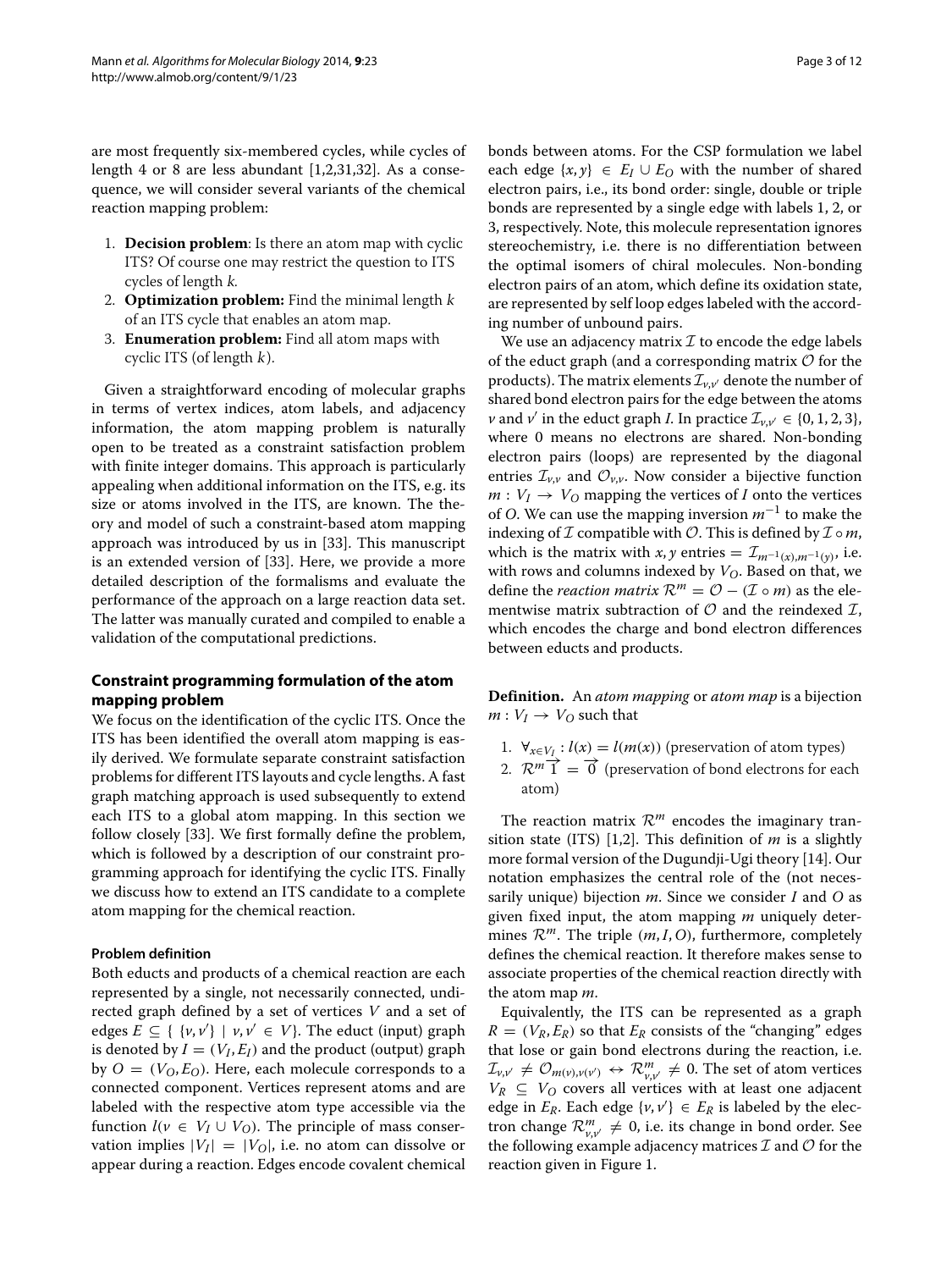are most frequently six-membered cycles, while cycles of length 4 or 8 are less abundant [1,2,31,32]. As a consequence, we will consider several variants of the chemical reaction mapping problem:

1. **Decision problem**: Is there an atom map with cyclic ITS? Of course one may restrict the question to ITS cycles of length $k$.
2. **Optimization problem:** Find the minimal length $k$ of an ITS cycle that enables an atom map.
3. **Enumeration problem:** Find all atom maps with cyclic ITS (of length $k$).

Given a straightforward encoding of molecular graphs in terms of vertex indices, atom labels, and adjacency information, the atom mapping problem is naturally open to be treated as a constraint satisfaction problem with finite integer domains. This approach is particularly appealing when additional information on the ITS, e.g. its size or atoms involved in the ITS, are known. The theory and model of such a constraint-based atom mapping approach was introduced by us in [33]. This manuscript is an extended version of [33]. Here, we provide a more detailed description of the formalisms and evaluate the performance of the approach on a large reaction data set. The latter was manually curated and compiled to enable a validation of the computational predictions.

## Constraint programming formulation of the atom mapping problem

We focus on the identification of the cyclic ITS. Once the ITS has been identified the overall atom mapping is easily derived. We formulate separate constraint satisfaction problems for different ITS layouts and cycle lengths. A fast graph matching approach is used subsequently to extend each ITS to a global atom mapping. In this section we follow closely [33]. We first formally define the problem, which is followed by a description of our constraint programming approach for identifying the cyclic ITS. Finally we discuss how to extend an ITS candidate to a complete atom mapping for the chemical reaction.

### Problem definition

Both educts and products of a chemical reaction are each represented by a single, not necessarily connected, undirected graph defined by a set of vertices $V$ and a set of edges $E \subseteq \{ \{v, v'\} \mid v, v' \in V\}$. The educt (input) graph is denoted by $I = (V_I, E_I)$ and the product (output) graph by $O = (V_O, E_O)$. Here, each molecule corresponds to a connected component. Vertices represent atoms and are labeled with the respective atom type accessible via the function $l(v \in V_I \cup V_O)$. The principle of mass conservation implies $|V_I| = |V_O|$, i.e. no atom can dissolve or appear during a reaction. Edges encode covalent chemical bonds between atoms. For the CSP formulation we label each edge $\{x, y\} \in E_I \cup E_O$ with the number of shared electron pairs, i.e., its bond order: single, double or triple bonds are represented by a single edge with labels 1, 2, or 3, respectively. Note, this molecule representation ignores stereochemistry, i.e. there is no differentiation between the optimal isomers of chiral molecules. Non-bonding electron pairs of an atom, which define its oxidation state, are represented by self loop edges labeled with the according number of unbound pairs.

We use an adjacency matrix $\mathcal{I}$ to encode the edge labels of the educt graph (and a corresponding matrix $\mathcal{O}$ for the products). The matrix elements $\mathcal{I}_{v,v'}$ denote the number of shared bond electron pairs for the edge between the atoms $v$ and $v'$ in the educt graph $I$. In practice $\mathcal{I}_{v,v'} \in \{0, 1, 2, 3\}$, where 0 means no electrons are shared. Non-bonding electron pairs (loops) are represented by the diagonal entries $\mathcal{I}_{v,v}$ and $\mathcal{O}_{v,v}$. Now consider a bijective function $m : V_I \rightarrow V_O$ mapping the vertices of $I$ onto the vertices of $O$. We can use the mapping inversion $m^{-1}$ to make the indexing of $\mathcal{I}$ compatible with $\mathcal{O}$. This is defined by $\mathcal{I} \circ m$, which is the matrix with $x, y$ entries $= \mathcal{I}_{m^{-1}(x), m^{-1}(y)}$, i.e. with rows and columns indexed by $V_O$. Based on that, we define the *reaction matrix* $\mathcal{R}^m = \mathcal{O} - (\mathcal{I} \circ m)$ as the elementwise matrix subtraction of $\mathcal{O}$ and the reindexed $\mathcal{I}$, which encodes the charge and bond electron differences between educts and products.

**Definition.** An *atom mapping* or *atom map* is a bijection $m : V_I \rightarrow V_O$ such that

1. $\forall_{x \in V_I} : l(x) = l(m(x))$ (preservation of atom types)
2. $\mathcal{R}^m \overrightarrow{1} = \overrightarrow{0}$ (preservation of bond electrons for each atom)

The reaction matrix $\mathcal{R}^m$ encodes the imaginary transition state (ITS) [1,2]. This definition of $m$ is a slightly more formal version of the Dugundji-Ugi theory [14]. Our notation emphasizes the central role of the (not necessarily unique) bijection $m$. Since we consider $I$ and $O$ as given fixed input, the atom mapping $m$ uniquely determines $\mathcal{R}^m$. The triple $(m, I, O)$, furthermore, completely defines the chemical reaction. It therefore makes sense to associate properties of the chemical reaction directly with the atom map $m$.

Equivalently, the ITS can be represented as a graph $R = (V_R, E_R)$ so that $E_R$ consists of the "changing" edges that lose or gain bond electrons during the reaction, i.e. $\mathcal{I}_{v,v'} \neq \mathcal{O}_{m(v),v(v')} \leftrightarrow \mathcal{R}^m_{v,v'} \neq 0$. The set of atom vertices $V_R \subseteq V_O$ covers all vertices with at least one adjacent edge in $E_R$. Each edge $\{v, v'\} \in E_R$ is labeled by the electron change $\mathcal{R}^m_{v,v'} \neq 0$, i.e. its change in bond order. See the following example adjacency matrices $\mathcal{I}$ and $\mathcal{O}$ for the reaction given in Figure 1.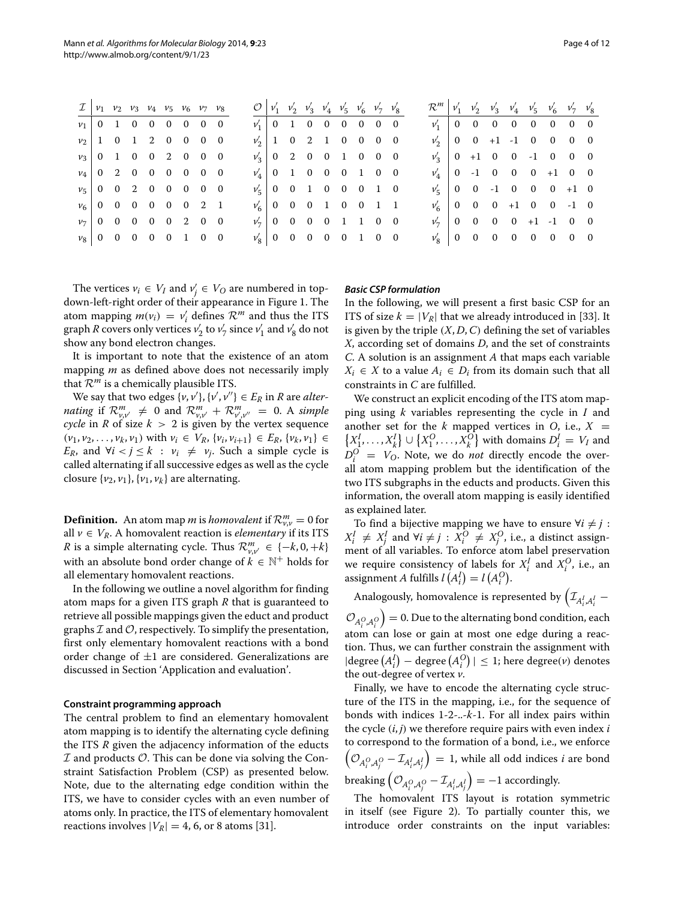| $\mathcal{I}$ | $v_1$ | $v_2$ | $v_3$ | $v_4$ | $v_5$ | $v_6$ | $v_7$ | $v_8$ |
|---|---|---|---|---|---|---|---|---|
| $v_1$ | 0 | 1 | 0 | 0 | 0 | 0 | 0 | 0 |
| $v_2$ | 1 | 0 | 1 | 2 | 0 | 0 | 0 | 0 |
| $v_3$ | 0 | 1 | 0 | 0 | 2 | 0 | 0 | 0 |
| $v_4$ | 0 | 2 | 0 | 0 | 0 | 0 | 0 | 0 |
| $v_5$ | 0 | 0 | 2 | 0 | 0 | 0 | 0 | 0 |
| $v_6$ | 0 | 0 | 0 | 0 | 0 | 0 | 2 | 1 |
| $v_7$ | 0 | 0 | 0 | 0 | 0 | 2 | 0 | 0 |
| $v_8$ | 0 | 0 | 0 | 0 | 0 | 1 | 0 | 0 |

| $\mathcal{O}$ | $v'_1$ | $v'_2$ | $v'_3$ | $v'_4$ | $v'_5$ | $v'_6$ | $v'_7$ | $v'_8$ |
|---|---|---|---|---|---|---|---|---|
| $v'_1$ | 0 | 1 | 0 | 0 | 0 | 0 | 0 | 0 |
| $v'_2$ | 1 | 0 | 2 | 1 | 0 | 0 | 0 | 0 |
| $v'_3$ | 0 | 2 | 0 | 0 | 1 | 0 | 0 | 0 |
| $v'_4$ | 0 | 1 | 0 | 0 | 0 | 1 | 0 | 0 |
| $v'_5$ | 0 | 0 | 1 | 0 | 0 | 0 | 1 | 0 |
| $v'_6$ | 0 | 0 | 0 | 1 | 0 | 0 | 1 | 1 |
| $v'_7$ | 0 | 0 | 0 | 0 | 1 | 1 | 0 | 0 |
| $v'_8$ | 0 | 0 | 0 | 0 | 0 | 1 | 0 | 0 |

| $\mathcal{R}^m$ | $v'_1$ | $v'_2$ | $v'_3$ | $v'_4$ | $v'_5$ | $v'_6$ | $v'_7$ | $v'_8$ |
|---|---|---|---|---|---|---|---|---|
| $v'_1$ | 0 | 0 | 0 | 0 | 0 | 0 | 0 | 0 |
| $v'_2$ | 0 | 0 | +1 | -1 | 0 | 0 | 0 | 0 |
| $v'_3$ | 0 | +1 | 0 | 0 | -1 | 0 | 0 | 0 |
| $v'_4$ | 0 | -1 | 0 | 0 | 0 | +1 | 0 | 0 |
| $v'_5$ | 0 | 0 | -1 | 0 | 0 | 0 | +1 | 0 |
| $v'_6$ | 0 | 0 | 0 | +1 | 0 | 0 | -1 | 0 |
| $v'_7$ | 0 | 0 | 0 | 0 | +1 | -1 | 0 | 0 |
| $v'_8$ | 0 | 0 | 0 | 0 | 0 | 0 | 0 | 0 |

The vertices $v_i \in V_I$ and $v'_j \in V_O$ are numbered in top-down-left-right order of their appearance in Figure 1. The atom mapping $m(v_i) = v'_i$ defines $\mathcal{R}^m$ and thus the ITS graph $R$ covers only vertices $v'_2$ to $v'_7$ since $v'_1$ and $v'_8$ do not show any bond electron changes.

It is important to note that the existence of an atom mapping $m$ as defined above does not necessarily imply that $\mathcal{R}^m$ is a chemically plausible ITS.

We say that two edges $\{v, v'\}, \{v', v''\} \in E_R$ in $R$ are *alternating* if $\mathcal{R}^m_{v,v'} \neq 0$ and $\mathcal{R}^m_{v,v'} + \mathcal{R}^m_{v',v''} = 0$. A *simple cycle* in $R$ of size $k > 2$ is given by the vertex sequence $(v_1, v_2, \ldots, v_k, v_1)$ with $v_i \in V_R$, $\{v_i, v_{i+1}\} \in E_R$, $\{v_k, v_1\} \in E_R$, and $\forall i < j \leq k : v_i \neq v_j$. Such a simple cycle is called alternating if all successive edges as well as the cycle closure $\{v_2, v_1\}, \{v_1, v_k\}$ are alternating.

**Definition.** An atom map $m$ is *homovalent* if $\mathcal{R}^m_{v,v} = 0$ for all $v \in V_R$. A homovalent reaction is *elementary* if its ITS $R$ is a simple alternating cycle. Thus $\mathcal{R}^m_{v,v'} \in \{-k, 0, +k\}$ with an absolute bond order change of $k \in \mathbb{N}^+$ holds for all elementary homovalent reactions.

In the following we outline a novel algorithm for finding atom maps for a given ITS graph $R$ that is guaranteed to retrieve all possible mappings given the educt and product graphs $\mathcal{I}$ and $\mathcal{O}$, respectively. To simplify the presentation, first only elementary homovalent reactions with a bond order change of $\pm 1$ are considered. Generalizations are discussed in Section 'Application and evaluation'.

### Constraint programming approach

The central problem to find an elementary homovalent atom mapping is to identify the alternating cycle defining the ITS $R$ given the adjacency information of the educts $\mathcal{I}$ and products $\mathcal{O}$. This can be done via solving the Constraint Satisfaction Problem (CSP) as presented below. Note, due to the alternating edge condition within the ITS, we have to consider cycles with an even number of atoms only. In practice, the ITS of elementary homovalent reactions involves $|V_R| = 4$, 6, or 8 atoms [31].

#### *Basic CSP formulation*

In the following, we will present a first basic CSP for an ITS of size $k = |V_R|$ that we already introduced in [33]. It is given by the triple $(X, D, C)$ defining the set of variables $X$, according set of domains $D$, and the set of constraints $C$. A solution is an assignment $A$ that maps each variable $X_i \in X$ to a value $A_i \in D_i$ from its domain such that all constraints in $C$ are fulfilled.

We construct an explicit encoding of the ITS atom mapping using $k$ variables representing the cycle in $I$ and another set for the $k$ mapped vertices in $O$, i.e., $X = \{X^I_1, \ldots, X^I_k\} \cup \{X^O_1, \ldots, X^O_k\}$ with domains $D^I_i = V_I$ and $D^O_i = V_O$. Note, we do *not* directly encode the overall atom mapping problem but the identification of the two ITS subgraphs in the educts and products. Given this information, the overall atom mapping is easily identified as explained later.

To find a bijective mapping we have to ensure $\forall i \neq j : X^I_i \neq X^I_j$ and $\forall i \neq j : X^O_i \neq X^O_j$, i.e., a distinct assignment of all variables. To enforce atom label preservation we require consistency of labels for $X^I_i$ and $X^O_i$, i.e., an assignment $A$ fulfills $l\left(A^I_i\right) = l\left(A^O_i\right)$.

Analogously, homovalence is represented by $\left(\mathcal{I}_{A^I_i, A^I_i} - \mathcal{O}_{A^O_i, A^O_i}\right) = 0$. Due to the alternating bond condition, each atom can lose or gain at most one edge during a reaction. Thus, we can further constrain the assignment with $|\text{degree}\left(A^I_i\right) - \text{degree}\left(A^O_i\right)| \leq 1$; here degree$(v)$ denotes the out-degree of vertex $v$.

Finally, we have to encode the alternating cycle structure of the ITS in the mapping, i.e., for the sequence of bonds with indices 1-2-..-$k$-1. For all index pairs within the cycle $(i, j)$ we therefore require pairs with even index $i$ to correspond to the formation of a bond, i.e., we enforce $\left(\mathcal{O}_{A^O_i, A^O_j} - \mathcal{I}_{A^I_i, A^I_j}\right) = 1$, while all odd indices $i$ are bond breaking $\left(\mathcal{O}_{A^O_i, A^O_j} - \mathcal{I}_{A^I_i, A^I_j}\right) = -1$ accordingly.

The homovalent ITS layout is rotation symmetric in itself (see Figure 2). To partially counter this, we introduce order constraints on the input variables: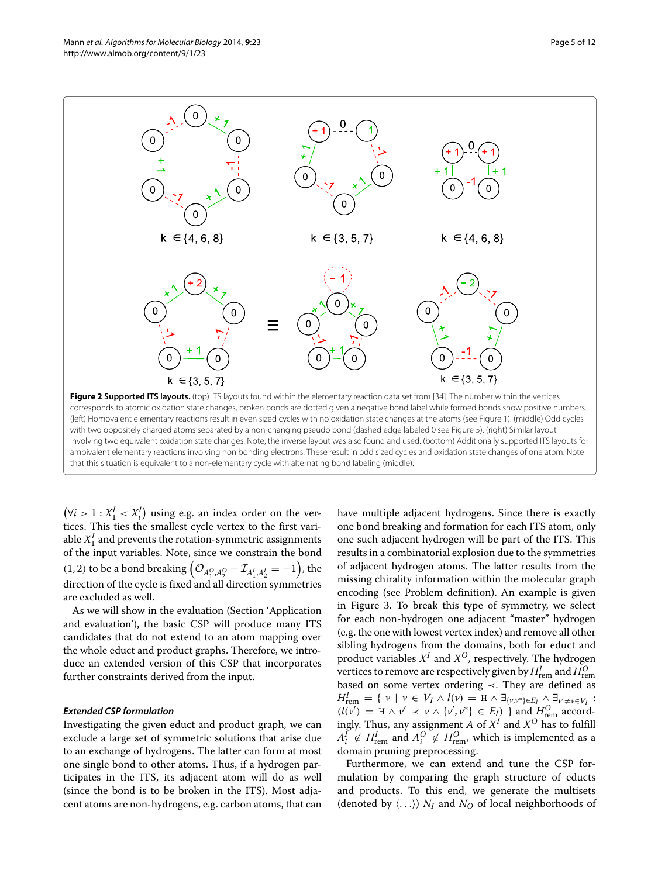0
-1
+1
0
0
+1
-1
0
0
-1
+1
0
k ∈{4, 6, 8}

+1
0
-1
+1
-1
0
0
-1
+1
0
k ∈{3, 5, 7}

+1
0
+1
+1
+1
0
-1
0
k ∈{4, 6, 8}

+2
+1
+1
0
0
-1
-1
0
+1
0
k ∈{3, 5, 7}

≡

-1
0
+1
+1
0
0
-1
-1
0
+1
0

-2
-1
-1
0
0
+1
+1
0
-1
0
k ∈{3, 5, 7}

**Figure 2 Supported ITS layouts.** (top) ITS layouts found within the elementary reaction data set from [34]. The number within the vertices corresponds to atomic oxidation state changes, broken bonds are dotted given a negative bond label while formed bonds show positive numbers. (left) Homovalent elementary reactions result in even sized cycles with no oxidation state changes at the atoms (see Figure 1). (middle) Odd cycles with two oppositely charged atoms separated by a non-changing pseudo bond (dashed edge labeled 0 see Figure 5). (right) Similar layout involving two equivalent oxidation state changes. Note, the inverse layout was also found and used. (bottom) Additionally supported ITS layouts for ambivalent elementary reactions involving non bonding electrons. These result in odd sized cycles and oxidation state changes of one atom. Note that this situation is equivalent to a non-elementary cycle with alternating bond labeling (middle).

$\left(\forall i > 1 : X^I_1 < X^I_i\right)$ using e.g. an index order on the vertices. This ties the smallest cycle vertex to the first variable $X^I_1$ and prevents the rotation-symmetric assignments of the input variables. Note, since we constrain the bond $(1, 2)$ to be a bond breaking $\left(\mathcal{O}_{A^O_1, A^O_2} - \mathcal{I}_{A^I_1, A^I_2} = -1\right)$, the direction of the cycle is fixed and all direction symmetries are excluded as well.

As we will show in the evaluation (Section 'Application and evaluation'), the basic CSP will produce many ITS candidates that do not extend to an atom mapping over the whole educt and product graphs. Therefore, we introduce an extended version of this CSP that incorporates further constraints derived from the input.

### *Extended CSP formulation*

Investigating the given educt and product graph, we can exclude a large set of symmetric solutions that arise due to an exchange of hydrogens. The latter can form at most one single bond to other atoms. Thus, if a hydrogen participates in the ITS, its adjacent atom will do as well (since the bond is to be broken in the ITS). Most adjacent atoms are non-hydrogens, e.g. carbon atoms, that can have multiple adjacent hydrogens. Since there is exactly one bond breaking and formation for each ITS atom, only one such adjacent hydrogen will be part of the ITS. This results in a combinatorial explosion due to the symmetries of adjacent hydrogen atoms. The latter results from the missing chirality information within the molecular graph encoding (see Problem definition). An example is given in Figure 3. To break this type of symmetry, we select for each non-hydrogen one adjacent "master" hydrogen (e.g. the one with lowest vertex index) and remove all other sibling hydrogens from the domains, both for educt and product variables $X^I$ and $X^O$, respectively. The hydrogen vertices to remove are respectively given by $H^I_{\text{rem}}$ and $H^O_{\text{rem}}$ based on some vertex ordering $\prec$. They are defined as $H^I_{\text{rem}} = \{\ v \mid v \in V_I \wedge l(v) = \texttt{H} \wedge \exists_{\{v,v^*\} \in E_I} \wedge \exists_{v' \neq v \in V_I} : (l(v') = \texttt{H} \wedge v' \prec v \wedge \{v', v^*\} \in E_I)\ \}$ and $H^O_{\text{rem}}$ accordingly. Thus, any assignment $A$ of $X^I$ and $X^O$ has to fulfill $A^I_i \notin H^I_{\text{rem}}$ and $A^O_i \notin H^O_{\text{rem}}$, which is implemented as a domain pruning preprocessing.

Furthermore, we can extend and tune the CSP formulation by comparing the graph structure of educts and products. To this end, we generate the multisets (denoted by $\langle \ldots \rangle$) $N_I$ and $N_O$ of local neighborhoods of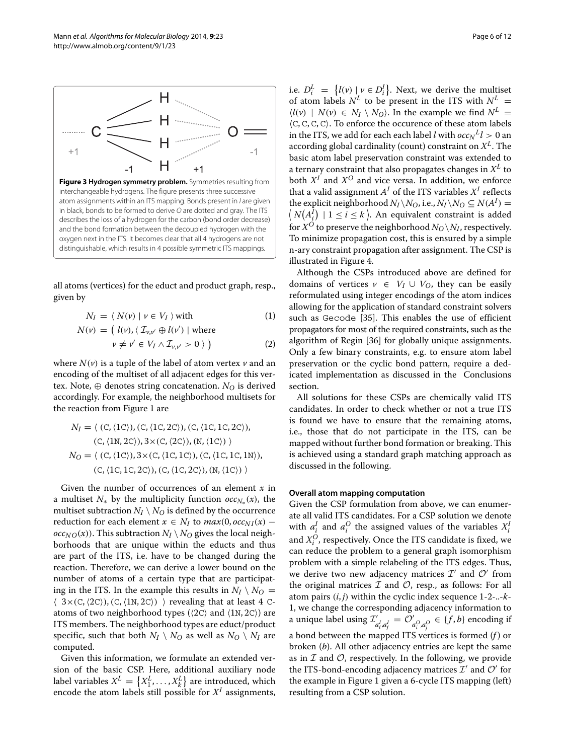**Figure 3 Hydrogen symmetry problem.** Symmetries resulting from interchangeable hydrogens. The figure presents three successive atom assignments within an ITS mapping. Bonds present in $I$ are given in black, bonds to be formed to derive $O$ are dotted and gray. The ITS describes the loss of a hydrogen for the carbon (bond order decrease) and the bond formation between the decoupled hydrogen with the oxygen next in the ITS. It becomes clear that all 4 hydrogens are not distinguishable, which results in 4 possible symmetric ITS mappings.

all atoms (vertices) for the educt and product graph, resp., given by

$$N_I = \langle\, N(v) \mid v \in V_I \,\rangle \text{ with} \tag{1}$$

$$N(v) = \big(\, l(v), \langle\, \mathcal{I}_{v,v'} \oplus l(v') \mid \text{where } v \neq v' \in V_I \wedge \mathcal{I}_{v,v'} > 0 \,\rangle \,\big) \tag{2}$$

where $N(v)$ is a tuple of the label of atom vertex $v$ and an encoding of the multiset of all adjacent edges for this vertex. Note, $\oplus$ denotes string concatenation. $N_O$ is derived accordingly. For example, the neighborhood multisets for the reaction from Figure 1 are

$$\begin{aligned} N_I = \langle\, &(\texttt{C}, \langle 1\texttt{C}\rangle), (\texttt{C}, \langle 1\texttt{C}, 2\texttt{C}\rangle), (\texttt{C}, \langle 1\texttt{C}, 1\texttt{C}, 2\texttt{C}\rangle),\\ &(\texttt{C}, \langle 1\texttt{N}, 2\texttt{C}\rangle), 3\times(\texttt{C}, \langle 2\texttt{C}\rangle), (\texttt{N}, \langle 1\texttt{C}\rangle) \,\rangle\\ N_O = \langle\, &(\texttt{C}, \langle 1\texttt{C}\rangle), 3\times(\texttt{C}, \langle 1\texttt{C}, 1\texttt{C}\rangle), (\texttt{C}, \langle 1\texttt{C}, 1\texttt{C}, 1\texttt{N}\rangle),\\ &(\texttt{C}, \langle 1\texttt{C}, 1\texttt{C}, 2\texttt{C}\rangle), (\texttt{C}, \langle 1\texttt{C}, 2\texttt{C}\rangle), (\texttt{N}, \langle 1\texttt{C}\rangle) \,\rangle \end{aligned}$$

Given the number of occurrences of an element $x$ in a multiset $N_*$ by the multiplicity function $occ_{N_*}(x)$, the multiset subtraction $N_I \setminus N_O$ is defined by the occurrence reduction for each element $x \in N_I$ to $max(0, occ_{NI}(x) - occ_{NO}(x))$. This subtraction $N_I \setminus N_O$ gives the local neighborhoods that are unique within the educts and thus are part of the ITS, i.e. have to be changed during the reaction. Therefore, we can derive a lower bound on the number of atoms of a certain type that are participating in the ITS. In the example this results in $N_I \setminus N_O = \langle\; 3\times(\texttt{C}, \langle 2\texttt{C}\rangle), (\texttt{C}, \langle 1\texttt{N}, 2\texttt{C}\rangle) \;\rangle$ revealing that at least 4 C-atoms of two neighborhood types ($\langle 2\texttt{C}\rangle$ and $\langle 1\texttt{N}, 2\texttt{C}\rangle$) are ITS members. The neighborhood types are educt/product specific, such that both $N_I \setminus N_O$ as well as $N_O \setminus N_I$ are computed.

Given this information, we formulate an extended version of the basic CSP. Here, additional auxiliary node label variables $X^L = \{X^L_1, \ldots, X^L_k\}$ are introduced, which encode the atom labels still possible for $X^I$ assignments, i.e. $D^L_i = \{l(v) \mid v \in D^I_i\}$. Next, we derive the multiset of atom labels $N^L$ to be present in the ITS with $N^L = \langle l(v) \mid N(v) \in N_I \setminus N_O\rangle$. In the example we find $N^L = \langle \texttt{C}, \texttt{C}, \texttt{C}, \texttt{C}\rangle$. To enforce the occurence of these atom labels in the ITS, we add for each each label $l$ with $occ_{N^L} l > 0$ an according global cardinality (count) constraint on $X^L$. The basic atom label preservation constraint was extended to a ternary constraint that also propagates changes in $X^L$ to both $X^I$ and $X^O$ and vice versa. In addition, we enforce that a valid assignment $A^I$ of the ITS variables $X^I$ reflects the explicit neighborhood $N_I \setminus N_O$, i.e., $N_I \setminus N_O \subseteq N(A^I) = \langle\, N(A^I_i) \mid 1 \leq i \leq k \,\rangle$. An equivalent constraint is added for $X^O$ to preserve the neighborhood $N_O \setminus N_I$, respectively. To minimize propagation cost, this is ensured by a simple n-ary constraint propagation after assignment. The CSP is illustrated in Figure 4.

Although the CSPs introduced above are defined for domains of vertices $v \in V_I \cup V_O$, they can be easily reformulated using integer encodings of the atom indices allowing for the application of standard constraint solvers such as Gecode [35]. This enables the use of efficient propagators for most of the required constraints, such as the algorithm of Regin [36] for globally unique assignments. Only a few binary constraints, e.g. to ensure atom label preservation or the cyclic bond pattern, require a dedicated implementation as discussed in the Conclusions section.

All solutions for these CSPs are chemically valid ITS candidates. In order to check whether or not a true ITS is found we have to ensure that the remaining atoms, i.e., those that do not participate in the ITS, can be mapped without further bond formation or breaking. This is achieved using a standard graph matching approach as discussed in the following.

#### Overall atom mapping computation

Given the CSP formulation from above, we can enumerate all valid ITS candidates. For a CSP solution we denote with $a^I_i$ and $a^O_i$ the assigned values of the variables $X^I_i$ and $X^O_i$, respectively. Once the ITS candidate is fixed, we can reduce the problem to a general graph isomorphism problem with a simple relabeling of the ITS edges. Thus, we derive two new adjacency matrices $\mathcal{I}'$ and $\mathcal{O}'$ from the original matrices $\mathcal{I}$ and $\mathcal{O}$, resp., as follows: For all atom pairs $(i, j)$ within the cyclic index sequence 1-2-..-$k$-1, we change the corresponding adjacency information to a unique label using $\mathcal{I}'_{a^I_i, a^I_j} = \mathcal{O}'_{a^O_i, a^O_j} \in \{f, b\}$ encoding if a bond between the mapped ITS vertices is formed ($f$) or broken ($b$). All other adjacency entries are kept the same as in $\mathcal{I}$ and $\mathcal{O}$, respectively. In the following, we provide the ITS-bond-encoding adjacency matrices $\mathcal{I}'$ and $\mathcal{O}'$ for the example in Figure 1 given a 6-cycle ITS mapping (left) resulting from a CSP solution.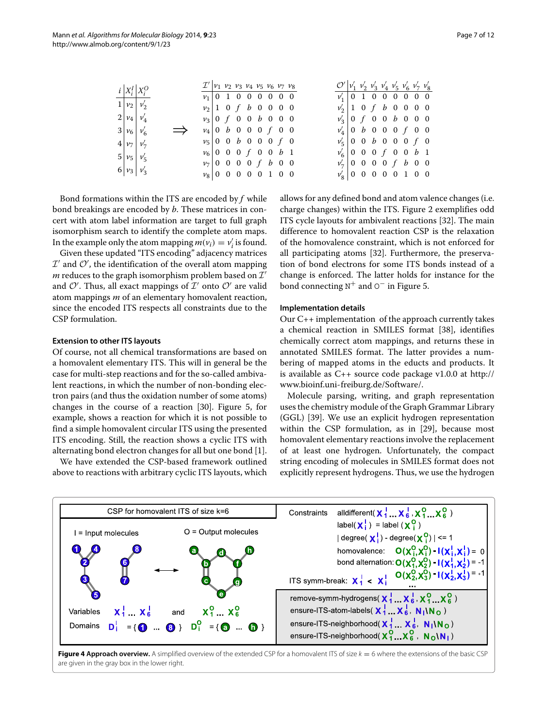| $i$ | $X_i^I$ | $X_i^O$ |
|---|---|---|
| 1 | $v_2$ | $v'_2$ |
| 2 | $v_4$ | $v'_4$ |
| 3 | $v_6$ | $v'_6$ |
| 4 | $v_7$ | $v'_7$ |
| 5 | $v_5$ | $v'_5$ |
| 6 | $v_3$ | $v'_3$ |

$\Longrightarrow$

| $\mathcal{I}'$ | $v_1$ | $v_2$ | $v_3$ | $v_4$ | $v_5$ | $v_6$ | $v_7$ | $v_8$ |
|---|---|---|---|---|---|---|---|---|
| $v_1$ | 0 | 1 | 0 | 0 | 0 | 0 | 0 | 0 |
| $v_2$ | 1 | 0 | $f$ | $b$ | 0 | 0 | 0 | 0 |
| $v_3$ | 0 | $f$ | 0 | 0 | $b$ | 0 | 0 | 0 |
| $v_4$ | 0 | $b$ | 0 | 0 | 0 | $f$ | 0 | 0 |
| $v_5$ | 0 | 0 | $b$ | 0 | 0 | 0 | $f$ | 0 |
| $v_6$ | 0 | 0 | 0 | $f$ | 0 | 0 | $b$ | 1 |
| $v_7$ | 0 | 0 | 0 | 0 | $f$ | $b$ | 0 | 0 |
| $v_8$ | 0 | 0 | 0 | 0 | 0 | 1 | 0 | 0 |

| $\mathcal{O}'$ | $v'_1$ | $v'_2$ | $v'_3$ | $v'_4$ | $v'_5$ | $v'_6$ | $v'_7$ | $v'_8$ |
|---|---|---|---|---|---|---|---|---|
| $v'_1$ | 0 | 1 | 0 | 0 | 0 | 0 | 0 | 0 |
| $v'_2$ | 1 | 0 | $f$ | $b$ | 0 | 0 | 0 | 0 |
| $v'_3$ | 0 | $f$ | 0 | 0 | $b$ | 0 | 0 | 0 |
| $v'_4$ | 0 | $b$ | 0 | 0 | 0 | $f$ | 0 | 0 |
| $v'_5$ | 0 | 0 | $b$ | 0 | 0 | 0 | $f$ | 0 |
| $v'_6$ | 0 | 0 | 0 | $f$ | 0 | 0 | $b$ | 1 |
| $v'_7$ | 0 | 0 | 0 | 0 | $f$ | $b$ | 0 | 0 |
| $v'_8$ | 0 | 0 | 0 | 0 | 0 | 1 | 0 | 0 |

Bond formations within the ITS are encoded by $f$ while bond breakings are encoded by $b$. These matrices in concert with atom label information are target to full graph isomorphism search to identify the complete atom maps. In the example only the atom mapping $m(v_i) = v'_i$ is found.

Given these updated "ITS encoding" adjacency matrices $\mathcal{I}'$ and $\mathcal{O}'$, the identification of the overall atom mapping $m$ reduces to the graph isomorphism problem based on $\mathcal{I}'$ and $\mathcal{O}'$. Thus, all exact mappings of $\mathcal{I}'$ onto $\mathcal{O}'$ are valid atom mappings $m$ of an elementary homovalent reaction, since the encoded ITS respects all constraints due to the CSP formulation.

### Extension to other ITS layouts

Of course, not all chemical transformations are based on a homovalent elementary ITS. This will in general be the case for multi-step reactions and for the so-called ambivalent reactions, in which the number of non-bonding electron pairs (and thus the oxidation number of some atoms) changes in the course of a reaction [30]. Figure 5, for example, shows a reaction for which it is not possible to find a simple homovalent circular ITS using the presented ITS encoding. Still, the reaction shows a cyclic ITS with alternating bond electron changes for all but one bond [1].

We have extended the CSP-based framework outlined above to reactions with arbitrary cyclic ITS layouts, which allows for any defined bond and atom valence changes (i.e. charge changes) within the ITS. Figure 2 exemplifies odd ITS cycle layouts for ambivalent reactions [32]. The main difference to homovalent reaction CSP is the relaxation of the homovalence constraint, which is not enforced for all participating atoms [32]. Furthermore, the preservation of bond electrons for some ITS bonds instead of a change is enforced. The latter holds for instance for the bond connecting $N^+$ and $O^-$ in Figure 5.

### Implementation details

Our C++ implementation of the approach currently takes a chemical reaction in SMILES format [38], identifies chemically correct atom mappings, and returns these in annotated SMILES format. The latter provides a numbering of mapped atoms in the educts and products. It is available as C++ source code package v1.0.0 at http://www.bioinf.uni-freiburg.de/Software/.

Molecule parsing, writing, and graph representation uses the chemistry module of the Graph Grammar Library (GGL) [39]. We use an explicit hydrogen representation within the CSP formulation, as in [29], because most homovalent elementary reactions involve the replacement of at least one hydrogen. Unfortunately, the compact string encoding of molecules in SMILES format does not explicitly represent hydrogens. Thus, we use the hydrogen

**Figure 4 Approach overview.** A simplified overview of the extended CSP for a homovalent ITS of size $k = 6$ where the extensions of the basic CSP are given in the gray box in the lower right.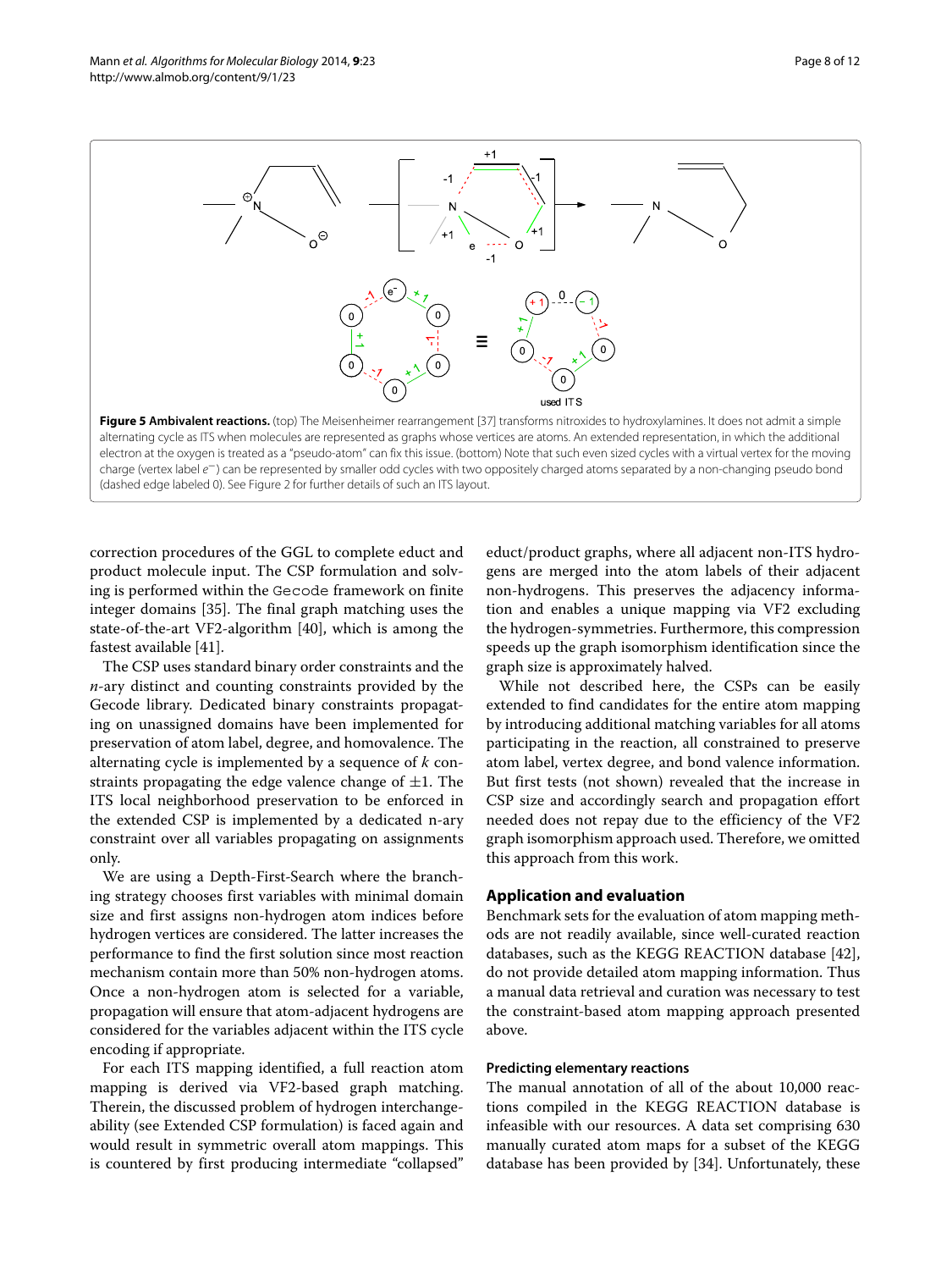**Figure 5 Ambivalent reactions.** (top) The Meisenheimer rearrangement [37] transforms nitroxides to hydroxylamines. It does not admit a simple alternating cycle as ITS when molecules are represented as graphs whose vertices are atoms. An extended representation, in which the additional electron at the oxygen is treated as a "pseudo-atom" can fix this issue. (bottom) Note that such even sized cycles with a virtual vertex for the moving charge (vertex label $e^-$) can be represented by smaller odd cycles with two oppositely charged atoms separated by a non-changing pseudo bond (dashed edge labeled 0). See Figure 2 for further details of such an ITS layout.

correction procedures of the GGL to complete educt and product molecule input. The CSP formulation and solving is performed within the Gecode framework on finite integer domains [35]. The final graph matching uses the state-of-the-art VF2-algorithm [40], which is among the fastest available [41].

The CSP uses standard binary order constraints and the $n$-ary distinct and counting constraints provided by the Gecode library. Dedicated binary constraints propagating on unassigned domains have been implemented for preservation of atom label, degree, and homovalence. The alternating cycle is implemented by a sequence of $k$ constraints propagating the edge valence change of $\pm 1$. The ITS local neighborhood preservation to be enforced in the extended CSP is implemented by a dedicated n-ary constraint over all variables propagating on assignments only.

We are using a Depth-First-Search where the branching strategy chooses first variables with minimal domain size and first assigns non-hydrogen atom indices before hydrogen vertices are considered. The latter increases the performance to find the first solution since most reaction mechanism contain more than 50% non-hydrogen atoms. Once a non-hydrogen atom is selected for a variable, propagation will ensure that atom-adjacent hydrogens are considered for the variables adjacent within the ITS cycle encoding if appropriate.

For each ITS mapping identified, a full reaction atom mapping is derived via VF2-based graph matching. Therein, the discussed problem of hydrogen interchangeability (see Extended CSP formulation) is faced again and would result in symmetric overall atom mappings. This is countered by first producing intermediate "collapsed" educt/product graphs, where all adjacent non-ITS hydrogens are merged into the atom labels of their adjacent non-hydrogens. This preserves the adjacency information and enables a unique mapping via VF2 excluding the hydrogen-symmetries. Furthermore, this compression speeds up the graph isomorphism identification since the graph size is approximately halved.

While not described here, the CSPs can be easily extended to find candidates for the entire atom mapping by introducing additional matching variables for all atoms participating in the reaction, all constrained to preserve atom label, vertex degree, and bond valence information. But first tests (not shown) revealed that the increase in CSP size and accordingly search and propagation effort needed does not repay due to the efficiency of the VF2 graph isomorphism approach used. Therefore, we omitted this approach from this work.

## Application and evaluation

Benchmark sets for the evaluation of atom mapping methods are not readily available, since well-curated reaction databases, such as the KEGG REACTION database [42], do not provide detailed atom mapping information. Thus a manual data retrieval and curation was necessary to test the constraint-based atom mapping approach presented above.

### Predicting elementary reactions

The manual annotation of all of the about 10,000 reactions compiled in the KEGG REACTION database is infeasible with our resources. A data set comprising 630 manually curated atom maps for a subset of the KEGG database has been provided by [34]. Unfortunately, these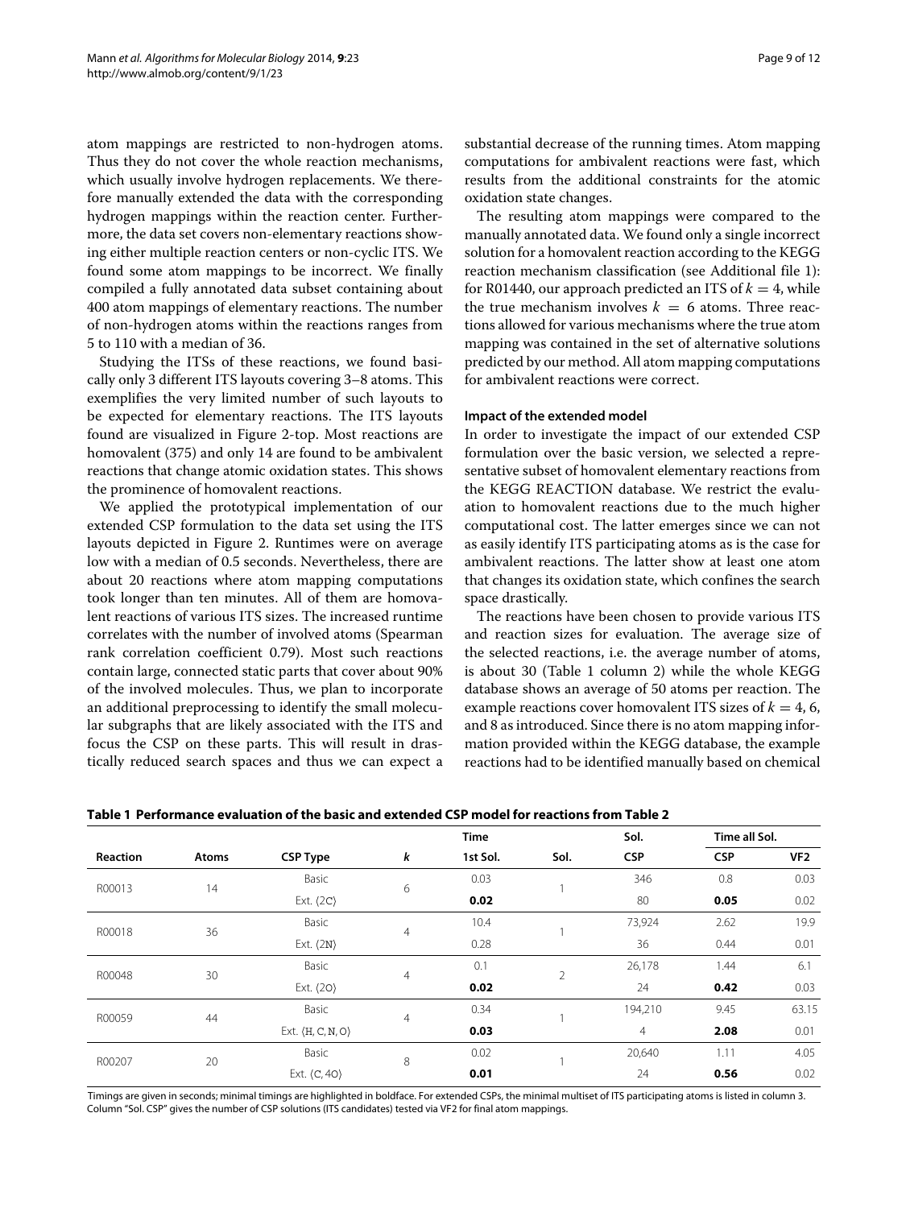atom mappings are restricted to non-hydrogen atoms. Thus they do not cover the whole reaction mechanisms, which usually involve hydrogen replacements. We therefore manually extended the data with the corresponding hydrogen mappings within the reaction center. Furthermore, the data set covers non-elementary reactions showing either multiple reaction centers or non-cyclic ITS. We found some atom mappings to be incorrect. We finally compiled a fully annotated data subset containing about 400 atom mappings of elementary reactions. The number of non-hydrogen atoms within the reactions ranges from 5 to 110 with a median of 36.

Studying the ITSs of these reactions, we found basically only 3 different ITS layouts covering 3–8 atoms. This exemplifies the very limited number of such layouts to be expected for elementary reactions. The ITS layouts found are visualized in Figure 2-top. Most reactions are homovalent (375) and only 14 are found to be ambivalent reactions that change atomic oxidation states. This shows the prominence of homovalent reactions.

We applied the prototypical implementation of our extended CSP formulation to the data set using the ITS layouts depicted in Figure 2. Runtimes were on average low with a median of 0.5 seconds. Nevertheless, there are about 20 reactions where atom mapping computations took longer than ten minutes. All of them are homovalent reactions of various ITS sizes. The increased runtime correlates with the number of involved atoms (Spearman rank correlation coefficient 0.79). Most such reactions contain large, connected static parts that cover about 90% of the involved molecules. Thus, we plan to incorporate an additional preprocessing to identify the small molecular subgraphs that are likely associated with the ITS and focus the CSP on these parts. This will result in drastically reduced search spaces and thus we can expect a substantial decrease of the running times. Atom mapping computations for ambivalent reactions were fast, which results from the additional constraints for the atomic oxidation state changes.

The resulting atom mappings were compared to the manually annotated data. We found only a single incorrect solution for a homovalent reaction according to the KEGG reaction mechanism classification (see Additional file 1): for R01440, our approach predicted an ITS of $k = 4$, while the true mechanism involves $k = 6$ atoms. Three reactions allowed for various mechanisms where the true atom mapping was contained in the set of alternative solutions predicted by our method. All atom mapping computations for ambivalent reactions were correct.

### Impact of the extended model

In order to investigate the impact of our extended CSP formulation over the basic version, we selected a representative subset of homovalent elementary reactions from the KEGG REACTION database. We restrict the evaluation to homovalent reactions due to the much higher computational cost. The latter emerges since we can not as easily identify ITS participating atoms as is the case for ambivalent reactions. The latter show at least one atom that changes its oxidation state, which confines the search space drastically.

The reactions have been chosen to provide various ITS and reaction sizes for evaluation. The average size of the selected reactions, i.e. the average number of atoms, is about 30 (Table 1 column 2) while the whole KEGG database shows an average of 50 atoms per reaction. The example reactions cover homovalent ITS sizes of $k = 4$, 6, and 8 as introduced. Since there is no atom mapping information provided within the KEGG database, the example reactions had to be identified manually based on chemical

**Table 1 Performance evaluation of the basic and extended CSP model for reactions from Table 2**

| Reaction | Atoms | CSP Type | $k$ | Time 1st Sol. | Sol. | Sol. CSP | Time all Sol. CSP | Time all Sol. VF2 |
|---|---|---|---|---|---|---|---|---|
| R00013 | 14 | Basic | 6 | 0.03 | 1 | 346 | 0.8 | 0.03 |
| | | Ext. ⟨2C⟩ | | **0.02** | | 80 | **0.05** | 0.02 |
| R00018 | 36 | Basic | 4 | 10.4 | 1 | 73,924 | 2.62 | 19.9 |
| | | Ext. ⟨2N⟩ | | 0.28 | | 36 | 0.44 | 0.01 |
| R00048 | 30 | Basic | 4 | 0.1 | 2 | 26,178 | 1.44 | 6.1 |
| | | Ext. ⟨2O⟩ | | **0.02** | | 24 | **0.42** | 0.03 |
| R00059 | 44 | Basic | 4 | 0.34 | 1 | 194,210 | 9.45 | 63.15 |
| | | Ext. ⟨H, C, N, O⟩ | | **0.03** | | 4 | **2.08** | 0.01 |
| R00207 | 20 | Basic | 8 | 0.02 | 1 | 20,640 | 1.11 | 4.05 |
| | | Ext. ⟨C, 4O⟩ | | **0.01** | | 24 | **0.56** | 0.02 |

Timings are given in seconds; minimal timings are highlighted in boldface. For extended CSPs, the minimal multiset of ITS participating atoms is listed in column 3. Column "Sol. CSP" gives the number of CSP solutions (ITS candidates) tested via VF2 for final atom mappings.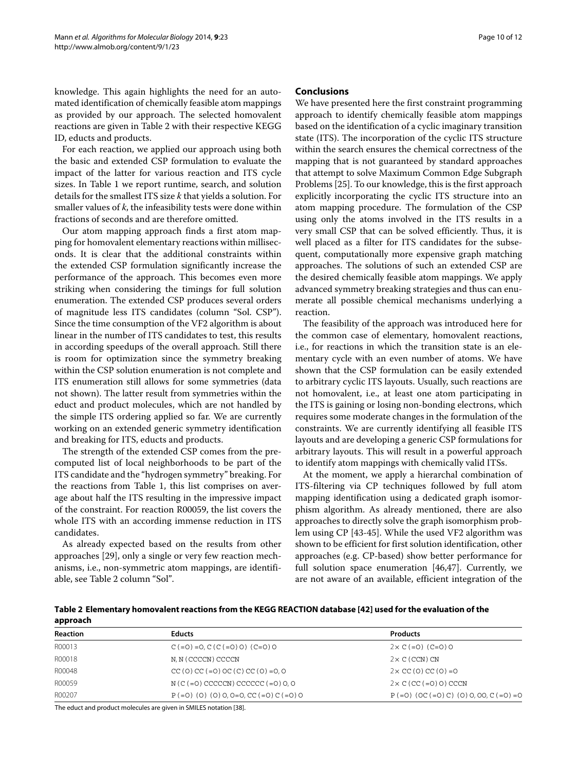knowledge. This again highlights the need for an automated identification of chemically feasible atom mappings as provided by our approach. The selected homovalent reactions are given in Table 2 with their respective KEGG ID, educts and products.

For each reaction, we applied our approach using both the basic and extended CSP formulation to evaluate the impact of the latter for various reaction and ITS cycle sizes. In Table 1 we report runtime, search, and solution details for the smallest ITS size $k$ that yields a solution. For smaller values of $k$, the infeasibility tests were done within fractions of seconds and are therefore omitted.

Our atom mapping approach finds a first atom mapping for homovalent elementary reactions within milliseconds. It is clear that the additional constraints within the extended CSP formulation significantly increase the performance of the approach. This becomes even more striking when considering the timings for full solution enumeration. The extended CSP produces several orders of magnitude less ITS candidates (column "Sol. CSP"). Since the time consumption of the VF2 algorithm is about linear in the number of ITS candidates to test, this results in according speedups of the overall approach. Still there is room for optimization since the symmetry breaking within the CSP solution enumeration is not complete and ITS enumeration still allows for some symmetries (data not shown). The latter result from symmetries within the educt and product molecules, which are not handled by the simple ITS ordering applied so far. We are currently working on an extended generic symmetry identification and breaking for ITS, educts and products.

The strength of the extended CSP comes from the precomputed list of local neighborhoods to be part of the ITS candidate and the "hydrogen symmetry" breaking. For the reactions from Table 1, this list comprises on average about half the ITS resulting in the impressive impact of the constraint. For reaction R00059, the list covers the whole ITS with an according immense reduction in ITS candidates.

As already expected based on the results from other approaches [29], only a single or very few reaction mechanisms, i.e., non-symmetric atom mappings, are identifiable, see Table 2 column "Sol".

## Conclusions

We have presented here the first constraint programming approach to identify chemically feasible atom mappings based on the identification of a cyclic imaginary transition state (ITS). The incorporation of the cyclic ITS structure within the search ensures the chemical correctness of the mapping that is not guaranteed by standard approaches that attempt to solve Maximum Common Edge Subgraph Problems [25]. To our knowledge, this is the first approach explicitly incorporating the cyclic ITS structure into an atom mapping procedure. The formulation of the CSP using only the atoms involved in the ITS results in a very small CSP that can be solved efficiently. Thus, it is well placed as a filter for ITS candidates for the subsequent, computationally more expensive graph matching approaches. The solutions of such an extended CSP are the desired chemically feasible atom mappings. We apply advanced symmetry breaking strategies and thus can enumerate all possible chemical mechanisms underlying a reaction.

The feasibility of the approach was introduced here for the common case of elementary, homovalent reactions, i.e., for reactions in which the transition state is an elementary cycle with an even number of atoms. We have shown that the CSP formulation can be easily extended to arbitrary cyclic ITS layouts. Usually, such reactions are not homovalent, i.e., at least one atom participating in the ITS is gaining or losing non-bonding electrons, which requires some moderate changes in the formulation of the constraints. We are currently identifying all feasible ITS layouts and are developing a generic CSP formulations for arbitrary layouts. This will result in a powerful approach to identify atom mappings with chemically valid ITSs.

At the moment, we apply a hierarchal combination of ITS-filtering via CP techniques followed by full atom mapping identification using a dedicated graph isomorphism algorithm. As already mentioned, there are also approaches to directly solve the graph isomorphism problem using CP [43-45]. While the used VF2 algorithm was shown to be efficient for first solution identification, other approaches (e.g. CP-based) show better performance for full solution space enumeration [46,47]. Currently, we are not aware of an available, efficient integration of the

**Table 2 Elementary homovalent reactions from the KEGG REACTION database [42] used for the evaluation of the approach**

| Reaction | Educts | Products |
|---|---|---|
| R00013 | C(=O)=O, C(C(=O)O)(C=O)O | 2× C(=O)(C=O)O |
| R00018 | N, N(CCCCN)CCCCN | 2× C(CCN)CN |
| R00048 | CC(O)CC(=O)OC(C)CC(O)=O, O | 2× CC(O)CC(O)=O |
| R00059 | N(C(=O)CCCCCN)CCCCCC(=O)O, O | 2× C(CC(=O)O)CCCN |
| R00207 | P(=O)(O)(O)O, O=O, CC(=O)C(=O)O | P(=O)(OC(=O)C)(O)O, OO, C(=O)=O |

The educt and product molecules are given in SMILES notation [38].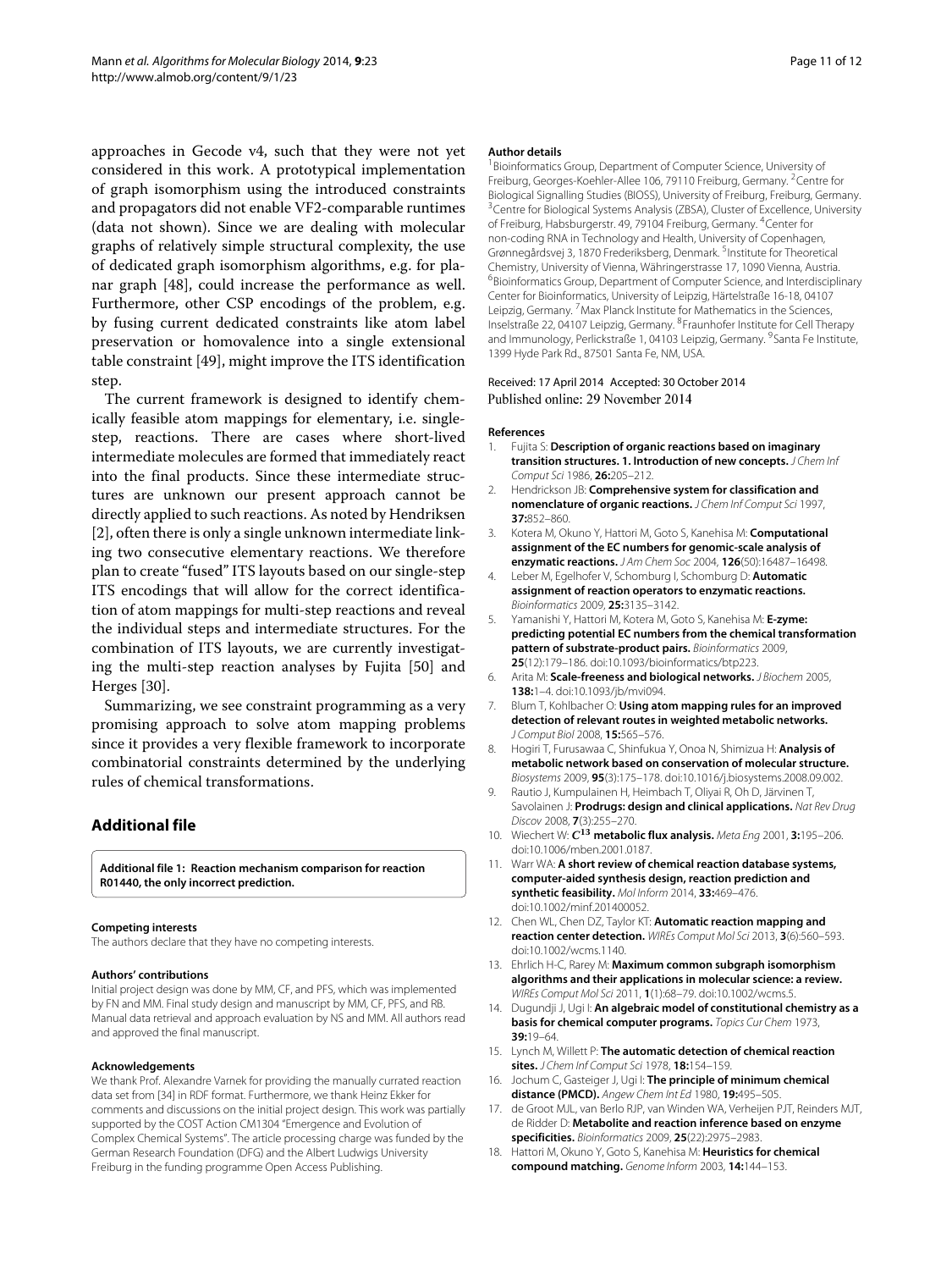approaches in Gecode v4, such that they were not yet considered in this work. A prototypical implementation of graph isomorphism using the introduced constraints and propagators did not enable VF2-comparable runtimes (data not shown). Since we are dealing with molecular graphs of relatively simple structural complexity, the use of dedicated graph isomorphism algorithms, e.g. for planar graph [48], could increase the performance as well. Furthermore, other CSP encodings of the problem, e.g. by fusing current dedicated constraints like atom label preservation or homovalence into a single extensional table constraint [49], might improve the ITS identification step.

The current framework is designed to identify chemically feasible atom mappings for elementary, i.e. single-step, reactions. There are cases where short-lived intermediate molecules are formed that immediately react into the final products. Since these intermediate structures are unknown our present approach cannot be directly applied to such reactions. As noted by Hendriksen [2], often there is only a single unknown intermediate linking two consecutive elementary reactions. We therefore plan to create "fused" ITS layouts based on our single-step ITS encodings that will allow for the correct identification of atom mappings for multi-step reactions and reveal the individual steps and intermediate structures. For the combination of ITS layouts, we are currently investigating the multi-step reaction analyses by Fujita [50] and Herges [30].

Summarizing, we see constraint programming as a very promising approach to solve atom mapping problems since it provides a very flexible framework to incorporate combinatorial constraints determined by the underlying rules of chemical transformations.

## Additional file

**Additional file 1: Reaction mechanism comparison for reaction R01440, the only incorrect prediction.**

#### Competing interests

The authors declare that they have no competing interests.

#### Authors' contributions

Initial project design was done by MM, CF, and PFS, which was implemented by FN and MM. Final study design and manuscript by MM, CF, PFS, and RB. Manual data retrieval and approach evaluation by NS and MM. All authors read and approved the final manuscript.

#### Acknowledgements

We thank Prof. Alexandre Varnek for providing the manually currated reaction data set from [34] in RDF format. Furthermore, we thank Heinz Ekker for comments and discussions on the initial project design. This work was partially supported by the COST Action CM1304 "Emergence and Evolution of Complex Chemical Systems". The article processing charge was funded by the German Research Foundation (DFG) and the Albert Ludwigs University Freiburg in the funding programme Open Access Publishing.

#### Author details

[1]Bioinformatics Group, Department of Computer Science, University of Freiburg, Georges-Koehler-Allee 106, 79110 Freiburg, Germany. [2]Centre for Biological Signalling Studies (BIOSS), University of Freiburg, Freiburg, Germany. [3]Centre for Biological Systems Analysis (ZBSA), Cluster of Excellence, University of Freiburg, Habsburgerstr. 49, 79104 Freiburg, Germany. [4]Center for non-coding RNA in Technology and Health, University of Copenhagen, Grønnegårdsvej 3, 1870 Frederiksberg, Denmark. [5]Institute for Theoretical Chemistry, University of Vienna, Währingerstrasse 17, 1090 Vienna, Austria. [6]Bioinformatics Group, Department of Computer Science, and Interdisciplinary Center for Bioinformatics, University of Leipzig, Härtelstraße 16-18, 04107 Leipzig, Germany. [7]Max Planck Institute for Mathematics in the Sciences, Inselstraße 22, 04107 Leipzig, Germany. [8]Fraunhofer Institute for Cell Therapy and Immunology, Perlickstraße 1, 04103 Leipzig, Germany. [9]Santa Fe Institute, 1399 Hyde Park Rd., 87501 Santa Fe, NM, USA.

Received: 17 April 2014 Accepted: 30 October 2014
Published online: 29 November 2014

#### References

1. Fujita S: **Description of organic reactions based on imaginary transition structures. 1. Introduction of new concepts.** *J Chem Inf Comput Sci* 1986, **26:**205–212.
2. Hendrickson JB: **Comprehensive system for classification and nomenclature of organic reactions.** *J Chem Inf Comput Sci* 1997, **37:**852–860.
3. Kotera M, Okuno Y, Hattori M, Goto S, Kanehisa M: **Computational assignment of the EC numbers for genomic-scale analysis of enzymatic reactions.** *J Am Chem Soc* 2004, **126**(50):16487–16498.
4. Leber M, Egelhofer V, Schomburg I, Schomburg D: **Automatic assignment of reaction operators to enzymatic reactions.** *Bioinformatics* 2009, **25:**3135–3142.
5. Yamanishi Y, Hattori M, Kotera M, Goto S, Kanehisa M: **E-zyme: predicting potential EC numbers from the chemical transformation pattern of substrate-product pairs.** *Bioinformatics* 2009, **25**(12):179–186. doi:10.1093/bioinformatics/btp223.
6. Arita M: **Scale-freeness and biological networks.** *J Biochem* 2005, **138:**1–4. doi:10.1093/jb/mvi094.
7. Blum T, Kohlbacher O: **Using atom mapping rules for an improved detection of relevant routes in weighted metabolic networks.** *J Comput Biol* 2008, **15:**565–576.
8. Hogiri T, Furusawaa C, Shinfukua Y, Onoa N, Shimizua H: **Analysis of metabolic network based on conservation of molecular structure.** *Biosystems* 2009, **95**(3):175–178. doi:10.1016/j.biosystems.2008.09.002.
9. Rautio J, Kumpulainen H, Heimbach T, Oliyai R, Oh D, Järvinen T, Savolainen J: **Prodrugs: design and clinical applications.** *Nat Rev Drug Discov* 2008, **7**(3):255–270.
10. Wiechert W: **$C^{13}$ metabolic flux analysis.** *Meta Eng* 2001, **3:**195–206. doi:10.1006/mben.2001.0187.
11. Warr WA: **A short review of chemical reaction database systems, computer-aided synthesis design, reaction prediction and synthetic feasibility.** *Mol Inform* 2014, **33:**469–476. doi:10.1002/minf.201400052.
12. Chen WL, Chen DZ, Taylor KT: **Automatic reaction mapping and reaction center detection.** *WIREs Comput Mol Sci* 2013, **3**(6):560–593. doi:10.1002/wcms.1140.
13. Ehrlich H-C, Rarey M: **Maximum common subgraph isomorphism algorithms and their applications in molecular science: a review.** *WIREs Comput Mol Sci* 2011, **1**(1):68–79. doi:10.1002/wcms.5.
14. Dugundji J, Ugi I: **An algebraic model of constitutional chemistry as a basis for chemical computer programs.** *Topics Cur Chem* 1973, **39:**19–64.
15. Lynch M, Willett P: **The automatic detection of chemical reaction sites.** *J Chem Inf Comput Sci* 1978, **18:**154–159.
16. Jochum C, Gasteiger J, Ugi I: **The principle of minimum chemical distance (PMCD).** *Angew Chem Int Ed* 1980, **19:**495–505.
17. de Groot MJL, van Berlo RJP, van Winden WA, Verheijen PJT, Reinders MJT, de Ridder D: **Metabolite and reaction inference based on enzyme specificities.** *Bioinformatics* 2009, **25**(22):2975–2983.
18. Hattori M, Okuno Y, Goto S, Kanehisa M: **Heuristics for chemical compound matching.** *Genome Inform* 2003, **14:**144–153.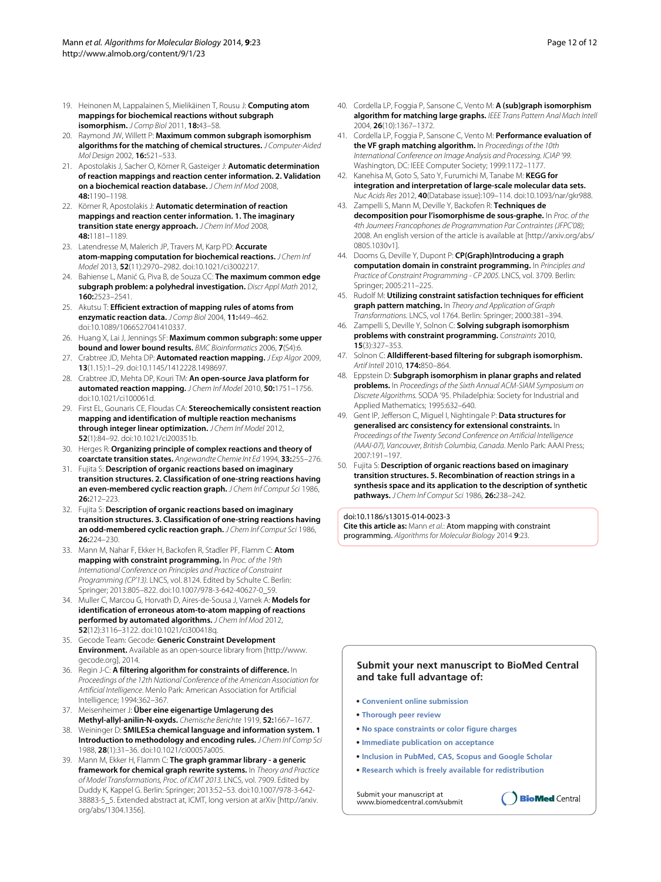19. Heinonen M, Lappalainen S, Mielikäinen T, Rousu J: **Computing atom mappings for biochemical reactions without subgraph isomorphism.** *J Comp Biol* 2011, **18:**43–58.
20. Raymond JW, Willett P: **Maximum common subgraph isomorphism algorithms for the matching of chemical structures.** *J Computer-Aided Mol Design* 2002, **16:**521–533.
21. Apostolakis J, Sacher O, Körner R, Gasteiger J: **Automatic determination of reaction mappings and reaction center information. 2. Validation on a biochemical reaction database.** *J Chem Inf Mod* 2008, **48:**1190–1198.
22. Körner R, Apostolakis J: **Automatic determination of reaction mappings and reaction center information. 1. The imaginary transition state energy approach.** *J Chem Inf Mod* 2008, **48:**1181–1189.
23. Latendresse M, Malerich JP, Travers M, Karp PD: **Accurate atom-mapping computation for biochemical reactions.** *J Chem Inf Model* 2013, **52**(11):2970–2982. doi:10.1021/ci3002217.
24. Bahiense L, Manić G, Piva B, de Souza CC: **The maximum common edge subgraph problem: a polyhedral investigation.** *Discr Appl Math* 2012, **160:**2523–2541.
25. Akutsu T: **Efficient extraction of mapping rules of atoms from enzymatic reaction data.** *J Comp Biol* 2004, **11:**449–462. doi:10.1089/1066527041410337.
26. Huang X, Lai J, Jennings SF: **Maximum common subgraph: some upper bound and lower bound results.** *BMC Bioinformatics* 2006, **7**(S4):6.
27. Crabtree JD, Mehta DP: **Automated reaction mapping.** *J Exp Algor* 2009, **13**(1.15):1–29. doi:10.1145/1412228.1498697.
28. Crabtree JD, Mehta DP, Kouri TM: **An open-source Java platform for automated reaction mapping.** *J Chem Inf Model* 2010, **50:**1751–1756. doi:10.1021/ci100061d.
29. First EL, Gounaris CE, Floudas CA: **Stereochemically consistent reaction mapping and identification of multiple reaction mechanisms through integer linear optimization.** *J Chem Inf Model* 2012, **52**(1):84–92. doi:10.1021/ci200351b.
30. Herges R: **Organizing principle of complex reactions and theory of coarctate transition states.** *Angewandte Chemie Int Ed* 1994, **33:**255–276.
31. Fujita S: **Description of organic reactions based on imaginary transition structures. 2. Classification of one-string reactions having an even-membered cyclic reaction graph.** *J Chem Inf Comput Sci* 1986, **26:**212–223.
32. Fujita S: **Description of organic reactions based on imaginary transition structures. 3. Classification of one-string reactions having an odd-membered cyclic reaction graph.** *J Chem Inf Comput Sci* 1986, **26:**224–230.
33. Mann M, Nahar F, Ekker H, Backofen R, Stadler PF, Flamm C: **Atom mapping with constraint programming.** In *Proc. of the 19th International Conference on Principles and Practice of Constraint Programming (CP'13)*. LNCS, vol. 8124. Edited by Schulte C. Berlin: Springer; 2013:805–822. doi:10.1007/978-3-642-40627-0_59.
34. Muller C, Marcou G, Horvath D, Aires-de-Sousa J, Varnek A: **Models for identification of erroneous atom-to-atom mapping of reactions performed by automated algorithms.** *J Chem Inf Mod* 2012, **52**(12):3116–3122. doi:10.1021/ci300418q.
35. Gecode Team: Gecode: **Generic Constraint Development Environment.** Available as an open-source library from [http://www.gecode.org], 2014.
36. Regin J-C: **A filtering algorithm for constraints of difference.** In *Proceedings of the 12th National Conference of the American Association for Artificial Intelligence*. Menlo Park: American Association for Artificial Intelligence; 1994:362–367.
37. Meisenheimer J: **Über eine eigenartige Umlagerung des Methyl-allyl-anilin-N-oxyds.** *Chemische Berichte* 1919, **52:**1667–1677.
38. Weininger D: **SMILES:a chemical language and information system. 1 Introduction to methodology and encoding rules.** *J Chem Inf Comp Sci* 1988, **28**(1):31–36. doi:10.1021/ci00057a005.
39. Mann M, Ekker H, Flamm C: **The graph grammar library - a generic framework for chemical graph rewrite systems.** In *Theory and Practice of Model Transformations, Proc. of ICMT 2013*. LNCS, vol. 7909. Edited by Duddy K, Kappel G. Berlin: Springer; 2013:52–53. doi:10.1007/978-3-642-38883-5_5. Extended abstract at, ICMT, long version at arXiv [http://arxiv.org/abs/1304.1356].
40. Cordella LP, Foggia P, Sansone C, Vento M: **A (sub)graph isomorphism algorithm for matching large graphs.** *IEEE Trans Pattern Anal Mach Intell* 2004, **26**(10):1367–1372.
41. Cordella LP, Foggia P, Sansone C, Vento M: **Performance evaluation of the VF graph matching algorithm.** In *Proceedings of the 10th International Conference on Image Analysis and Processing. ICIAP '99*. Washington, DC: IEEE Computer Society; 1999:1172–1177.
42. Kanehisa M, Goto S, Sato Y, Furumichi M, Tanabe M: **KEGG for integration and interpretation of large-scale molecular data sets.** *Nuc Acids Res* 2012, **40**(Database issue):109–114. doi:10.1093/nar/gkr988.
43. Zampelli S, Mann M, Deville Y, Backofen R: **Techniques de decomposition pour l'isomorphisme de sous-graphe.** In *Proc. of the 4th Journees Francophones de Programmation Par Contraintes (JFPC'08)*; 2008. An english version of the article is available at [http://arxiv.org/abs/0805.1030v1].
44. Dooms G, Deville Y, Dupont P: **CP(Graph)Introducing a graph computation domain in constraint programming.** In *Principles and Practice of Constraint Programming - CP 2005*. LNCS, vol. 3709. Berlin: Springer; 2005:211–225.
45. Rudolf M: **Utilizing constraint satisfaction techniques for efficient graph pattern matching.** In *Theory and Application of Graph Transformations*. LNCS, vol 1764. Berlin: Springer; 2000:381–394.
46. Zampelli S, Deville Y, Solnon C: **Solving subgraph isomorphism problems with constraint programming.** *Constraints* 2010, **15**(3):327–353.
47. Solnon C: **Alldifferent-based filtering for subgraph isomorphism.** *Artif Intell* 2010, **174:**850–864.
48. Eppstein D: **Subgraph isomorphism in planar graphs and related problems.** In *Proceedings of the Sixth Annual ACM-SIAM Symposium on Discrete Algorithms. SODA '95*. Philadelphia: Society for Industrial and Applied Mathematics; 1995:632–640.
49. Gent IP, Jefferson C, Miguel I, Nightingale P: **Data structures for generalised arc consistency for extensional constraints.** In *Proceedings of the Twenty Second Conference on Artificial Intelligence (AAAI-07), Vancouver, British Columbia, Canada*. Menlo Park: AAAI Press; 2007:191–197.
50. Fujita S: **Description of organic reactions based on imaginary transition structures. 5. Recombination of reaction strings in a synthesis space and its application to the description of synthetic pathways.** *J Chem Inf Comput Sci* 1986, **26:**238–242.

doi:10.1186/s13015-014-0023-3
**Cite this article as:** Mann *et al.*: Atom mapping with constraint programming. *Algorithms for Molecular Biology* 2014 **9**:23.

**Submit your next manuscript to BioMed Central and take full advantage of:**

- Convenient online submission
- Thorough peer review
- No space constraints or color figure charges
- Immediate publication on acceptance
- Inclusion in PubMed, CAS, Scopus and Google Scholar
- Research which is freely available for redistribution

Submit your manuscript at www.biomedcentral.com/submit